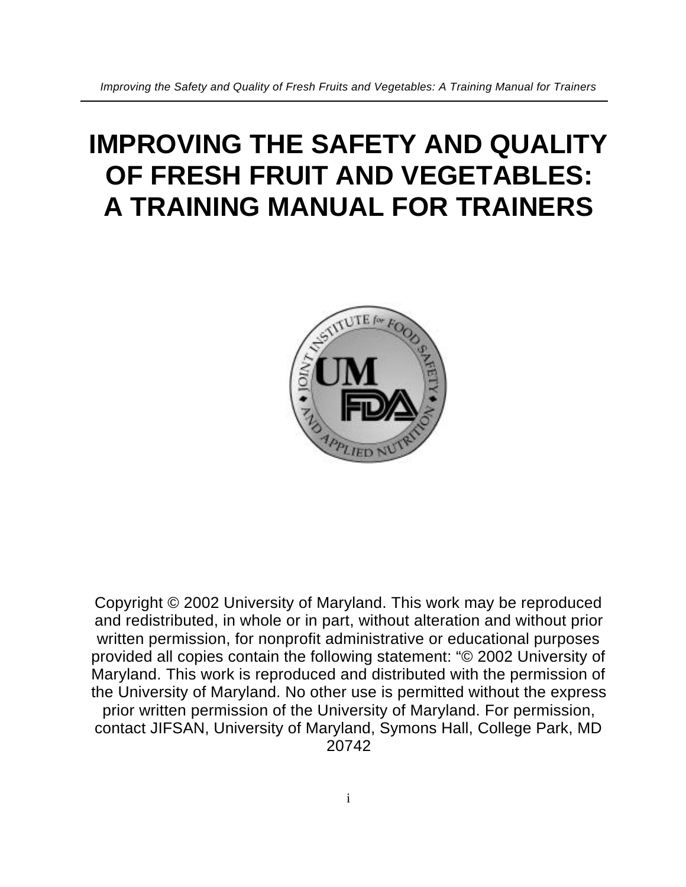# IMPROVING THE SAFETY AND QUALITY OF FRESH FRUIT AND VEGETABLES: A TRAINING MANUAL FOR TRAINERS

Copyright © 2002 University of Maryland. This work may be reproduced and redistributed, in whole or in part, without alteration and without prior written permission, for nonprofit administrative or educational purposes provided all copies contain the following statement: "© 2002 University of Maryland. This work is reproduced and distributed with the permission of the University of Maryland. No other use is permitted without the express prior written permission of the University of Maryland. For permission, contact JIFSAN, University of Maryland, Symons Hall, College Park, MD 20742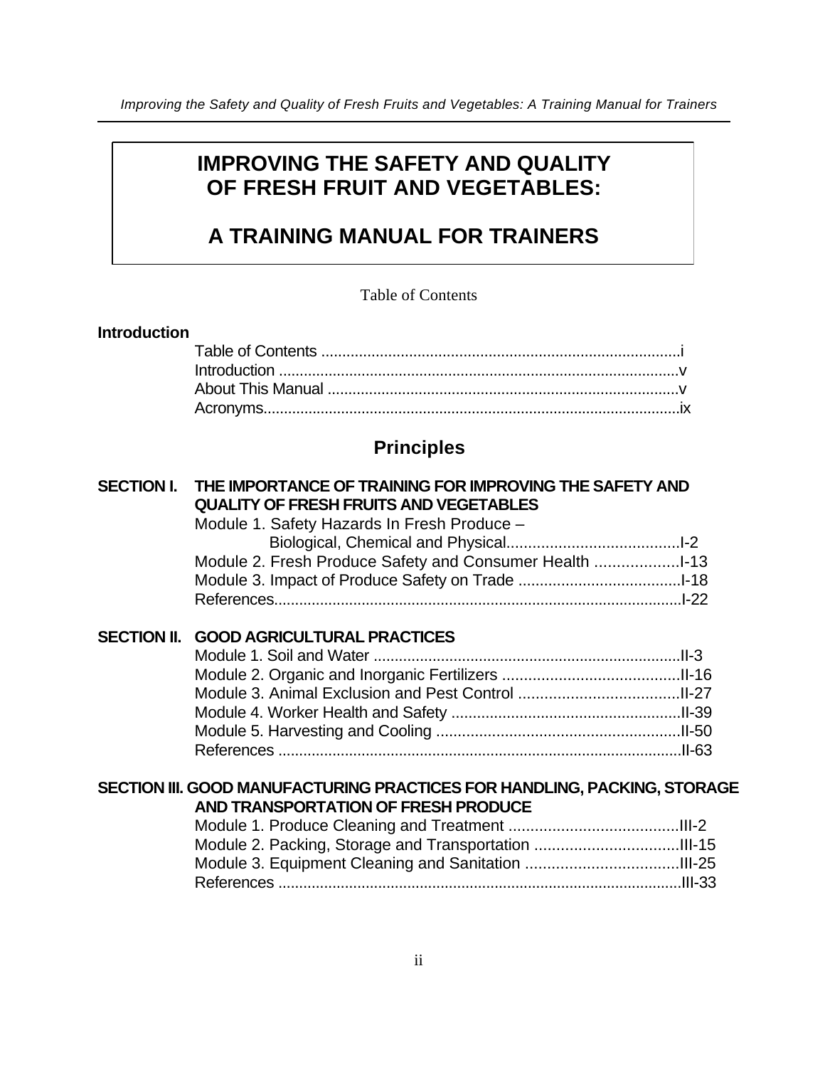# IMPROVING THE SAFETY AND QUALITY OF FRESH FRUIT AND VEGETABLES:

# A TRAINING MANUAL FOR TRAINERS

Table of Contents

**Introduction**

Table of Contents ..................................................................................... i
Introduction ............................................................................................. v
About This Manual ................................................................................... v
Acronyms.................................................................................................. ix

## Principles

**SECTION I. THE IMPORTANCE OF TRAINING FOR IMPROVING THE SAFETY AND QUALITY OF FRESH FRUITS AND VEGETABLES**

Module 1. Safety Hazards In Fresh Produce – Biological, Chemical and Physical........................................I-2
Module 2. Fresh Produce Safety and Consumer Health ...................I-13
Module 3. Impact of Produce Safety on Trade ......................................I-18
References..................................................................................................I-22

**SECTION II. GOOD AGRICULTURAL PRACTICES**

Module 1. Soil and Water .........................................................................II-3
Module 2. Organic and Inorganic Fertilizers ..........................................II-16
Module 3. Animal Exclusion and Pest Control ......................................II-27
Module 4. Worker Health and Safety ......................................................II-39
Module 5. Harvesting and Cooling ..........................................................II-50
References .................................................................................................II-63

**SECTION III. GOOD MANUFACTURING PRACTICES FOR HANDLING, PACKING, STORAGE AND TRANSPORTATION OF FRESH PRODUCE**

Module 1. Produce Cleaning and Treatment ........................................III-2
Module 2. Packing, Storage and Transportation ..................................III-15
Module 3. Equipment Cleaning and Sanitation ....................................III-25
References .................................................................................................III-33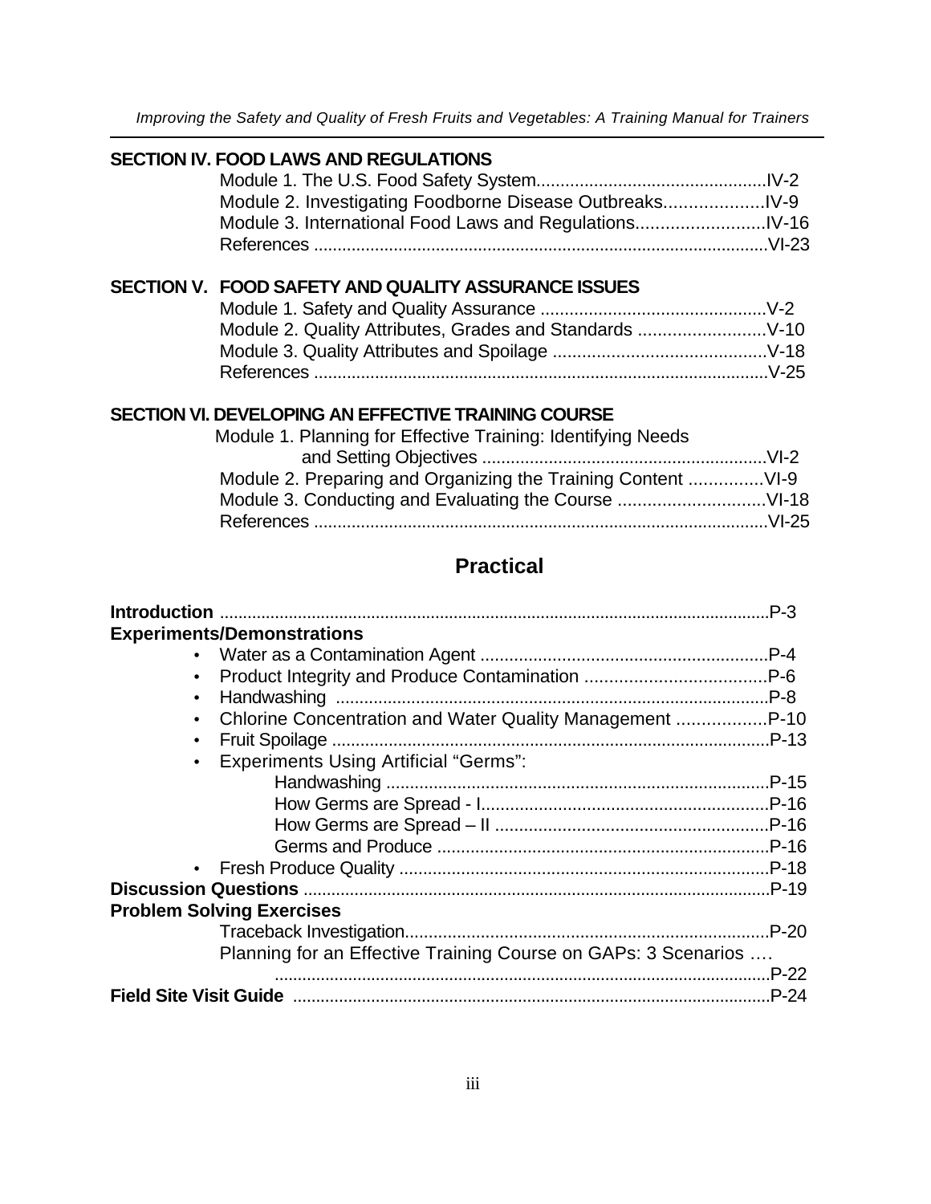**SECTION IV. FOOD LAWS AND REGULATIONS**

- Module 1. The U.S. Food Safety System................................................IV-2
- Module 2. Investigating Foodborne Disease Outbreaks....................IV-9
- Module 3. International Food Laws and Regulations..........................IV-16
- References ................................................................................................VI-23

**SECTION V. FOOD SAFETY AND QUALITY ASSURANCE ISSUES**

- Module 1. Safety and Quality Assurance ...............................................V-2
- Module 2. Quality Attributes, Grades and Standards ..........................V-10
- Module 3. Quality Attributes and Spoilage ............................................V-18
- References ................................................................................................V-25

**SECTION VI. DEVELOPING AN EFFECTIVE TRAINING COURSE**

- Module 1. Planning for Effective Training: Identifying Needs and Setting Objectives ...........................................................VI-2
- Module 2. Preparing and Organizing the Training Content ...............VI-9
- Module 3. Conducting and Evaluating the Course ..............................VI-18
- References ................................................................................................VI-25

## Practical

**Introduction** .......................................................................................................................P-3

**Experiments/Demonstrations**

- Water as a Contamination Agent ............................................................P-4
- Product Integrity and Produce Contamination .....................................P-6
- Handwashing ...........................................................................................P-8
- Chlorine Concentration and Water Quality Management ..................P-10
- Fruit Spoilage ............................................................................................P-13
- Experiments Using Artificial "Germs":
  - Handwashing ................................................................................P-15
  - How Germs are Spread - I............................................................P-16
  - How Germs are Spread – II .........................................................P-16
  - Germs and Produce ......................................................................P-16
- Fresh Produce Quality ..............................................................................P-18

**Discussion Questions** ....................................................................................................P-19

**Problem Solving Exercises**

- Traceback Investigation.............................................................................P-20
- Planning for an Effective Training Course on GAPs: 3 Scenarios …. ............................................................................................................P-22

**Field Site Visit Guide** .......................................................................................................P-24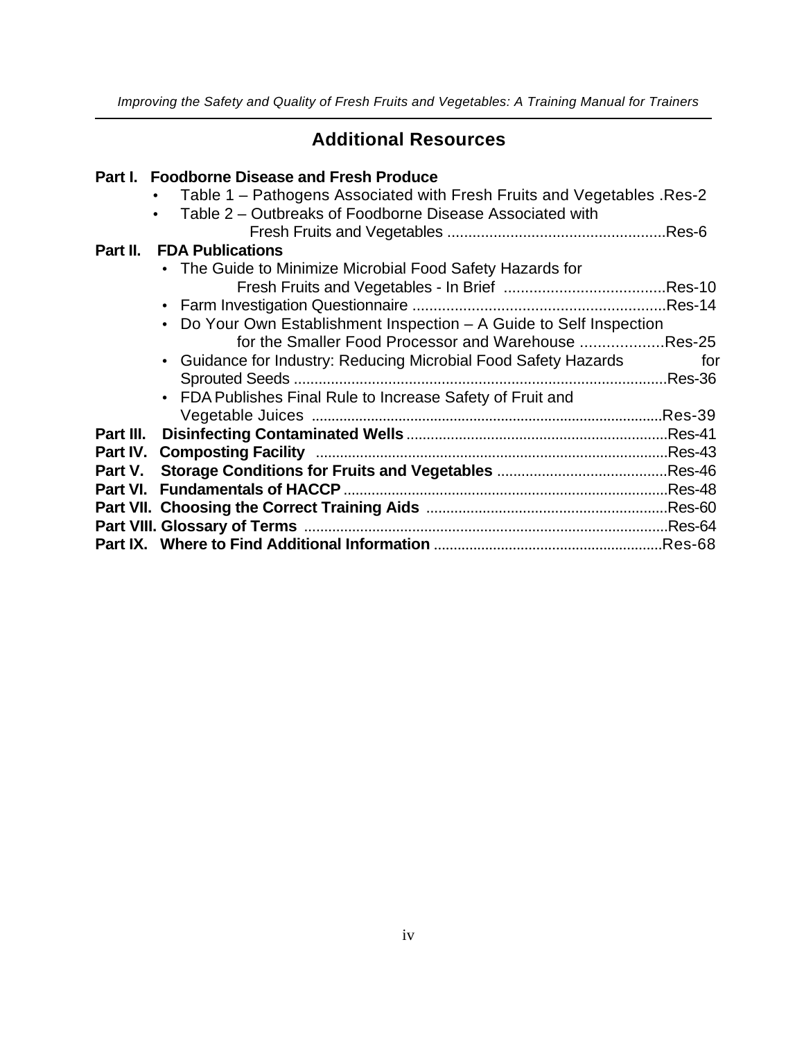## Additional Resources

**Part I. Foodborne Disease and Fresh Produce**

- Table 1 – Pathogens Associated with Fresh Fruits and Vegetables .Res-2
- Table 2 – Outbreaks of Foodborne Disease Associated with Fresh Fruits and Vegetables ....................................................Res-6

**Part II. FDA Publications**

- The Guide to Minimize Microbial Food Safety Hazards for Fresh Fruits and Vegetables - In Brief ......................................Res-10
- Farm Investigation Questionnaire ............................................................Res-14
- Do Your Own Establishment Inspection – A Guide to Self Inspection for the Smaller Food Processor and Warehouse ...................Res-25
- Guidance for Industry: Reducing Microbial Food Safety Hazards for Sprouted Seeds ...........................................................................................Res-36
- FDA Publishes Final Rule to Increase Safety of Fruit and Vegetable Juices .......................................................................................Res-39

**Part III. Disinfecting Contaminated Wells** ................................................................Res-41

**Part IV. Composting Facility** .......................................................................................Res-43

**Part V. Storage Conditions for Fruits and Vegetables** ..........................................Res-46

**Part VI. Fundamentals of HACCP** ................................................................................Res-48

**Part VII. Choosing the Correct Training Aids** ...........................................................Res-60

**Part VIII. Glossary of Terms** ..........................................................................................Res-64

**Part IX. Where to Find Additional Information** .........................................................Res-68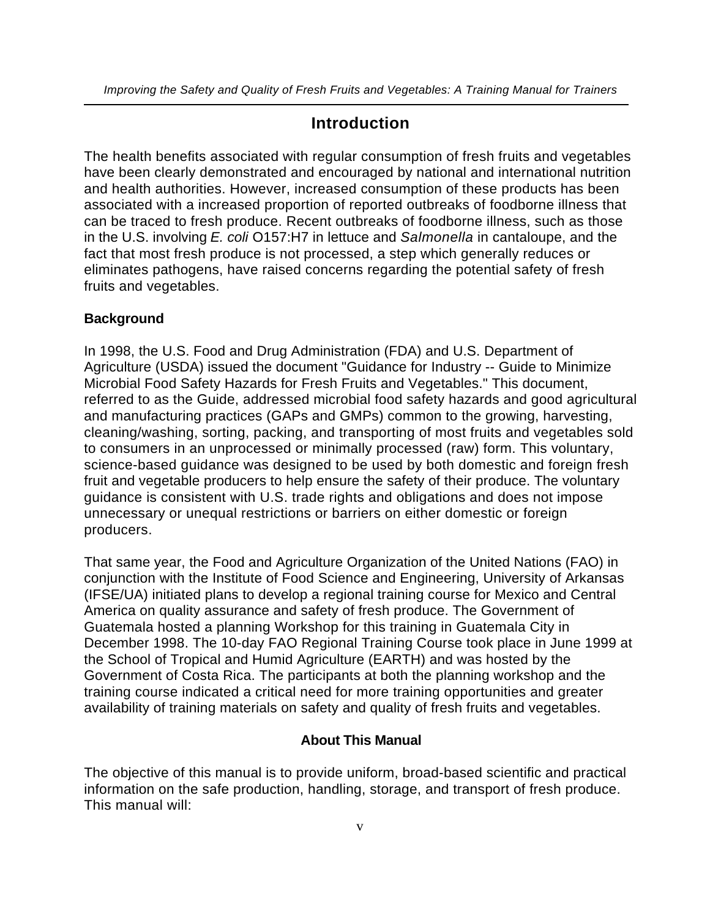## Introduction

The health benefits associated with regular consumption of fresh fruits and vegetables have been clearly demonstrated and encouraged by national and international nutrition and health authorities. However, increased consumption of these products has been associated with a increased proportion of reported outbreaks of foodborne illness that can be traced to fresh produce. Recent outbreaks of foodborne illness, such as those in the U.S. involving *E. coli* O157:H7 in lettuce and *Salmonella* in cantaloupe, and the fact that most fresh produce is not processed, a step which generally reduces or eliminates pathogens, have raised concerns regarding the potential safety of fresh fruits and vegetables.

### Background

In 1998, the U.S. Food and Drug Administration (FDA) and U.S. Department of Agriculture (USDA) issued the document "Guidance for Industry -- Guide to Minimize Microbial Food Safety Hazards for Fresh Fruits and Vegetables." This document, referred to as the Guide, addressed microbial food safety hazards and good agricultural and manufacturing practices (GAPs and GMPs) common to the growing, harvesting, cleaning/washing, sorting, packing, and transporting of most fruits and vegetables sold to consumers in an unprocessed or minimally processed (raw) form. This voluntary, science-based guidance was designed to be used by both domestic and foreign fresh fruit and vegetable producers to help ensure the safety of their produce. The voluntary guidance is consistent with U.S. trade rights and obligations and does not impose unnecessary or unequal restrictions or barriers on either domestic or foreign producers.

That same year, the Food and Agriculture Organization of the United Nations (FAO) in conjunction with the Institute of Food Science and Engineering, University of Arkansas (IFSE/UA) initiated plans to develop a regional training course for Mexico and Central America on quality assurance and safety of fresh produce. The Government of Guatemala hosted a planning Workshop for this training in Guatemala City in December 1998. The 10-day FAO Regional Training Course took place in June 1999 at the School of Tropical and Humid Agriculture (EARTH) and was hosted by the Government of Costa Rica. The participants at both the planning workshop and the training course indicated a critical need for more training opportunities and greater availability of training materials on safety and quality of fresh fruits and vegetables.

### About This Manual

The objective of this manual is to provide uniform, broad-based scientific and practical information on the safe production, handling, storage, and transport of fresh produce. This manual will: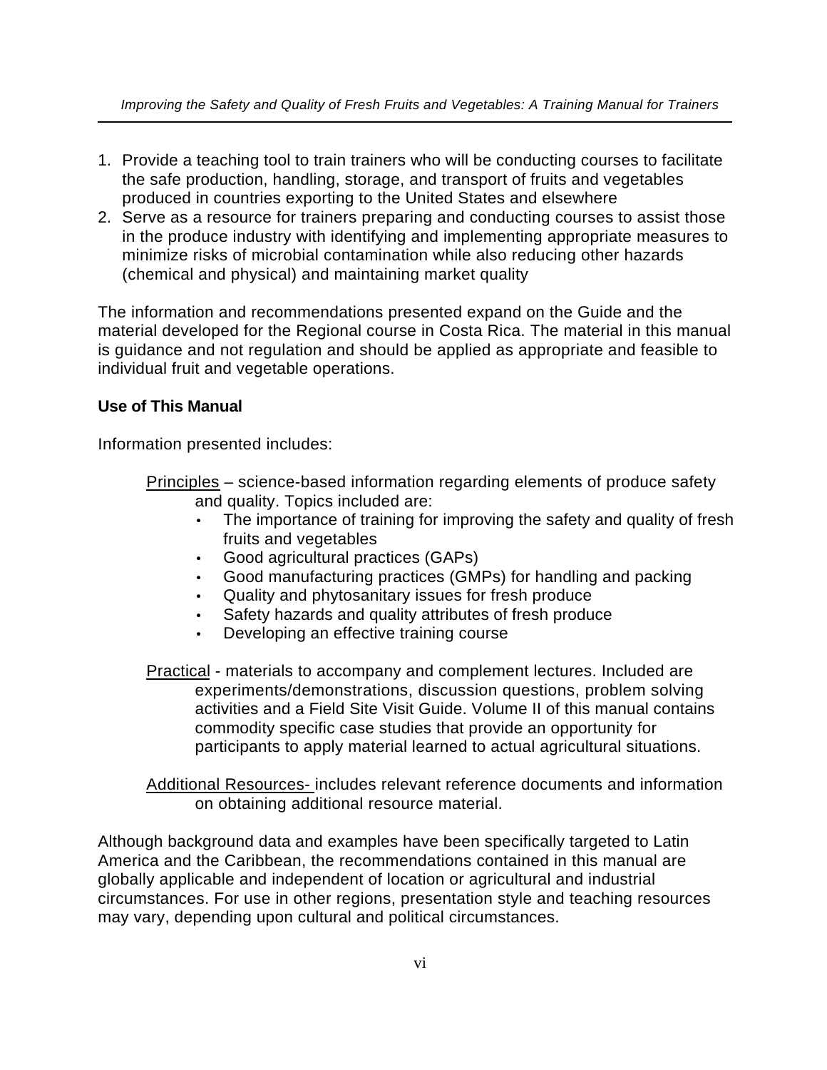1. Provide a teaching tool to train trainers who will be conducting courses to facilitate the safe production, handling, storage, and transport of fruits and vegetables produced in countries exporting to the United States and elsewhere
2. Serve as a resource for trainers preparing and conducting courses to assist those in the produce industry with identifying and implementing appropriate measures to minimize risks of microbial contamination while also reducing other hazards (chemical and physical) and maintaining market quality

The information and recommendations presented expand on the Guide and the material developed for the Regional course in Costa Rica. The material in this manual is guidance and not regulation and should be applied as appropriate and feasible to individual fruit and vegetable operations.

**Use of This Manual**

Information presented includes:

Principles – science-based information regarding elements of produce safety and quality. Topics included are:

- The importance of training for improving the safety and quality of fresh fruits and vegetables
- Good agricultural practices (GAPs)
- Good manufacturing practices (GMPs) for handling and packing
- Quality and phytosanitary issues for fresh produce
- Safety hazards and quality attributes of fresh produce
- Developing an effective training course

Practical - materials to accompany and complement lectures. Included are experiments/demonstrations, discussion questions, problem solving activities and a Field Site Visit Guide. Volume II of this manual contains commodity specific case studies that provide an opportunity for participants to apply material learned to actual agricultural situations.

Additional Resources- includes relevant reference documents and information on obtaining additional resource material.

Although background data and examples have been specifically targeted to Latin America and the Caribbean, the recommendations contained in this manual are globally applicable and independent of location or agricultural and industrial circumstances. For use in other regions, presentation style and teaching resources may vary, depending upon cultural and political circumstances.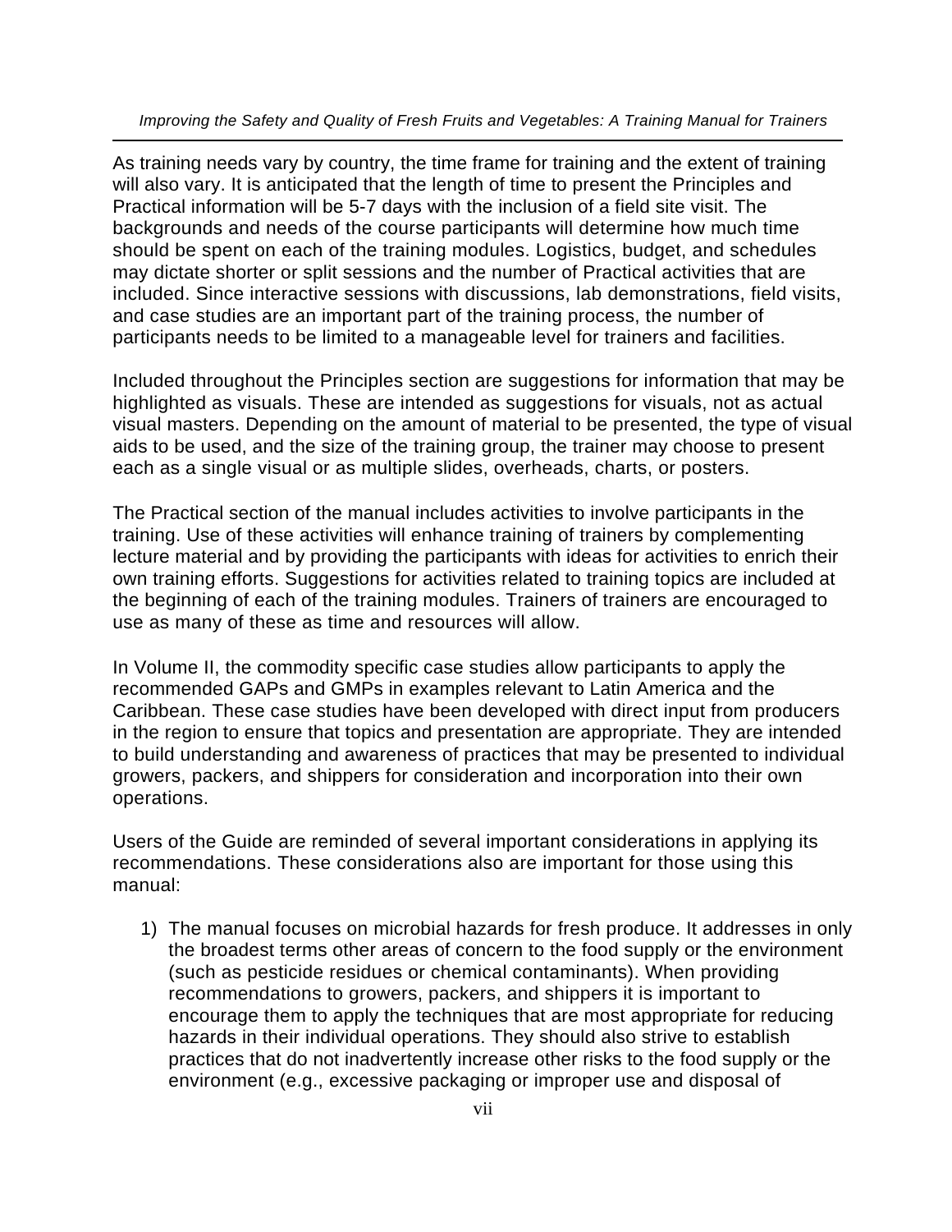As training needs vary by country, the time frame for training and the extent of training will also vary. It is anticipated that the length of time to present the Principles and Practical information will be 5-7 days with the inclusion of a field site visit. The backgrounds and needs of the course participants will determine how much time should be spent on each of the training modules. Logistics, budget, and schedules may dictate shorter or split sessions and the number of Practical activities that are included. Since interactive sessions with discussions, lab demonstrations, field visits, and case studies are an important part of the training process, the number of participants needs to be limited to a manageable level for trainers and facilities.

Included throughout the Principles section are suggestions for information that may be highlighted as visuals. These are intended as suggestions for visuals, not as actual visual masters. Depending on the amount of material to be presented, the type of visual aids to be used, and the size of the training group, the trainer may choose to present each as a single visual or as multiple slides, overheads, charts, or posters.

The Practical section of the manual includes activities to involve participants in the training. Use of these activities will enhance training of trainers by complementing lecture material and by providing the participants with ideas for activities to enrich their own training efforts. Suggestions for activities related to training topics are included at the beginning of each of the training modules. Trainers of trainers are encouraged to use as many of these as time and resources will allow.

In Volume II, the commodity specific case studies allow participants to apply the recommended GAPs and GMPs in examples relevant to Latin America and the Caribbean. These case studies have been developed with direct input from producers in the region to ensure that topics and presentation are appropriate. They are intended to build understanding and awareness of practices that may be presented to individual growers, packers, and shippers for consideration and incorporation into their own operations.

Users of the Guide are reminded of several important considerations in applying its recommendations. These considerations also are important for those using this manual:

1) The manual focuses on microbial hazards for fresh produce. It addresses in only the broadest terms other areas of concern to the food supply or the environment (such as pesticide residues or chemical contaminants). When providing recommendations to growers, packers, and shippers it is important to encourage them to apply the techniques that are most appropriate for reducing hazards in their individual operations. They should also strive to establish practices that do not inadvertently increase other risks to the food supply or the environment (e.g., excessive packaging or improper use and disposal of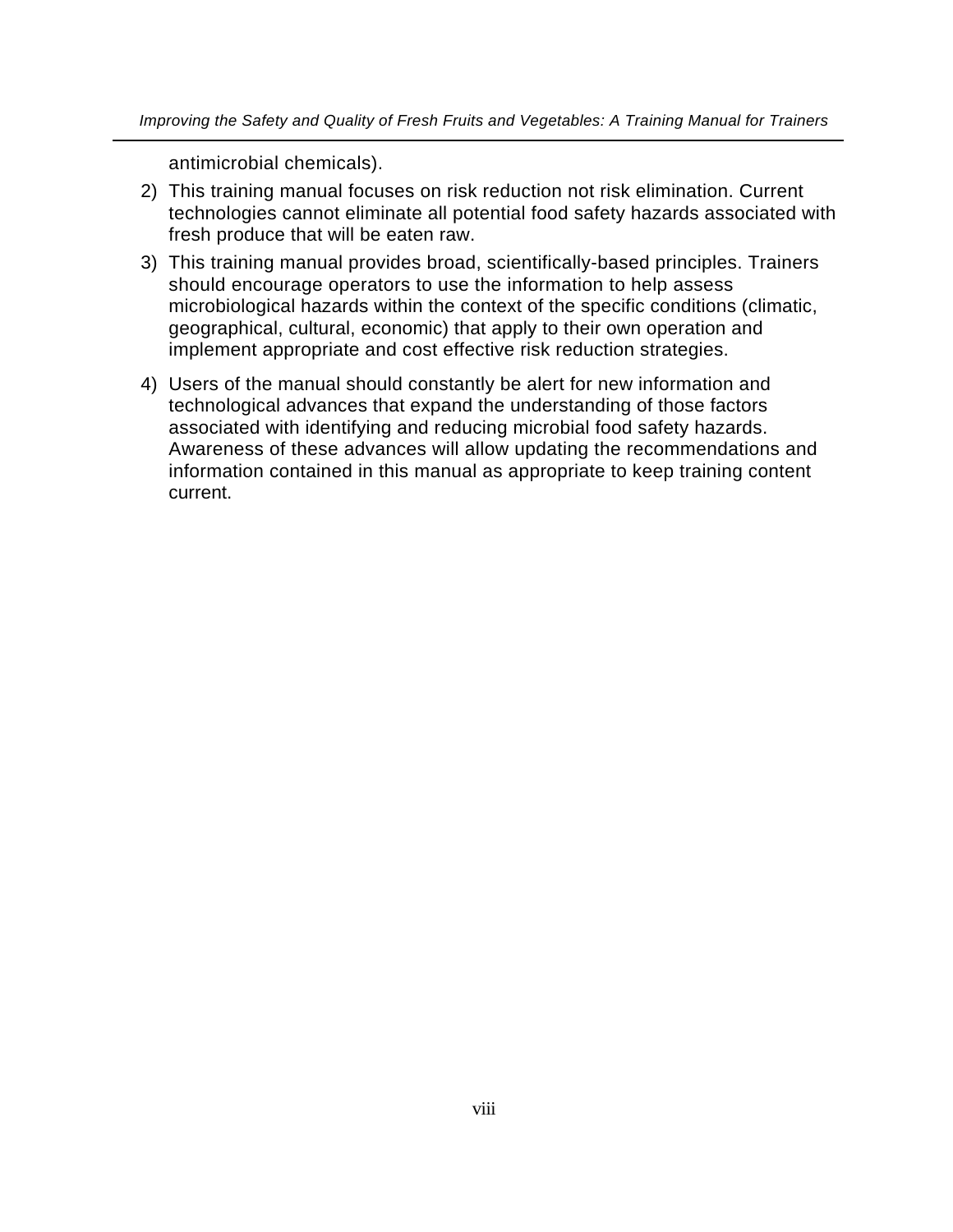antimicrobial chemicals).

2) This training manual focuses on risk reduction not risk elimination. Current technologies cannot eliminate all potential food safety hazards associated with fresh produce that will be eaten raw.
3) This training manual provides broad, scientifically-based principles. Trainers should encourage operators to use the information to help assess microbiological hazards within the context of the specific conditions (climatic, geographical, cultural, economic) that apply to their own operation and implement appropriate and cost effective risk reduction strategies.
4) Users of the manual should constantly be alert for new information and technological advances that expand the understanding of those factors associated with identifying and reducing microbial food safety hazards. Awareness of these advances will allow updating the recommendations and information contained in this manual as appropriate to keep training content current.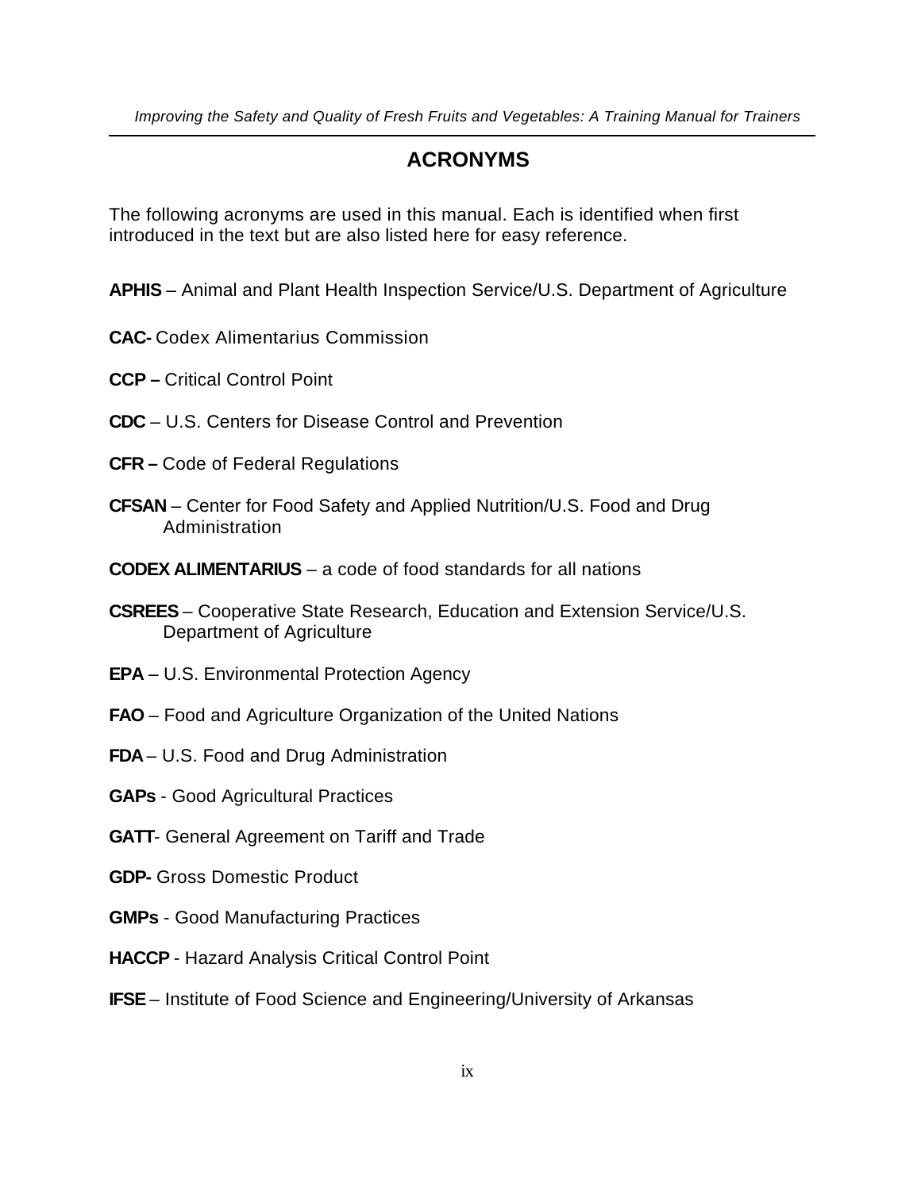# ACRONYMS

The following acronyms are used in this manual. Each is identified when first introduced in the text but are also listed here for easy reference.

**APHIS** – Animal and Plant Health Inspection Service/U.S. Department of Agriculture

**CAC-** Codex Alimentarius Commission

**CCP –** Critical Control Point

**CDC** – U.S. Centers for Disease Control and Prevention

**CFR –** Code of Federal Regulations

**CFSAN** – Center for Food Safety and Applied Nutrition/U.S. Food and Drug Administration

**CODEX ALIMENTARIUS** – a code of food standards for all nations

**CSREES** – Cooperative State Research, Education and Extension Service/U.S. Department of Agriculture

**EPA** – U.S. Environmental Protection Agency

**FAO** – Food and Agriculture Organization of the United Nations

**FDA** – U.S. Food and Drug Administration

**GAPs** - Good Agricultural Practices

**GATT**- General Agreement on Tariff and Trade

**GDP-** Gross Domestic Product

**GMPs** - Good Manufacturing Practices

**HACCP** - Hazard Analysis Critical Control Point

**IFSE** – Institute of Food Science and Engineering/University of Arkansas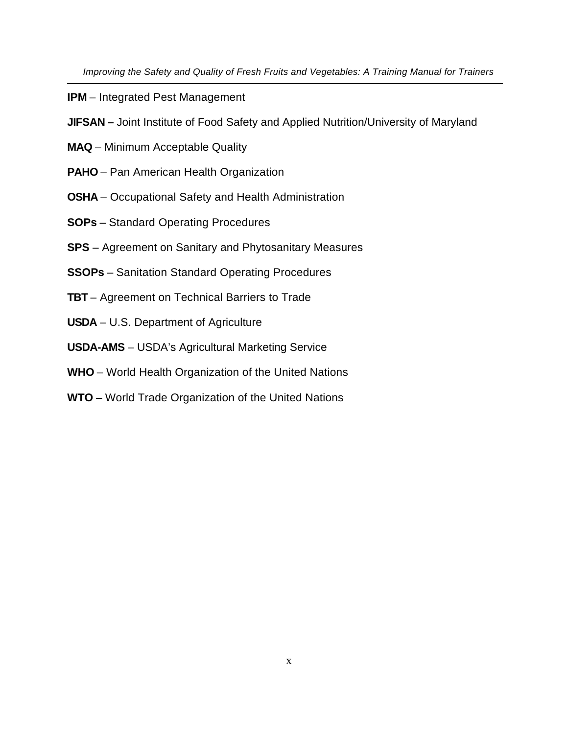**IPM** – Integrated Pest Management

**JIFSAN –** Joint Institute of Food Safety and Applied Nutrition/University of Maryland

**MAQ** – Minimum Acceptable Quality

**PAHO** – Pan American Health Organization

**OSHA** – Occupational Safety and Health Administration

**SOPs** – Standard Operating Procedures

**SPS** – Agreement on Sanitary and Phytosanitary Measures

**SSOPs** – Sanitation Standard Operating Procedures

**TBT** – Agreement on Technical Barriers to Trade

**USDA** – U.S. Department of Agriculture

**USDA-AMS** – USDA's Agricultural Marketing Service

**WHO** – World Health Organization of the United Nations

**WTO** – World Trade Organization of the United Nations